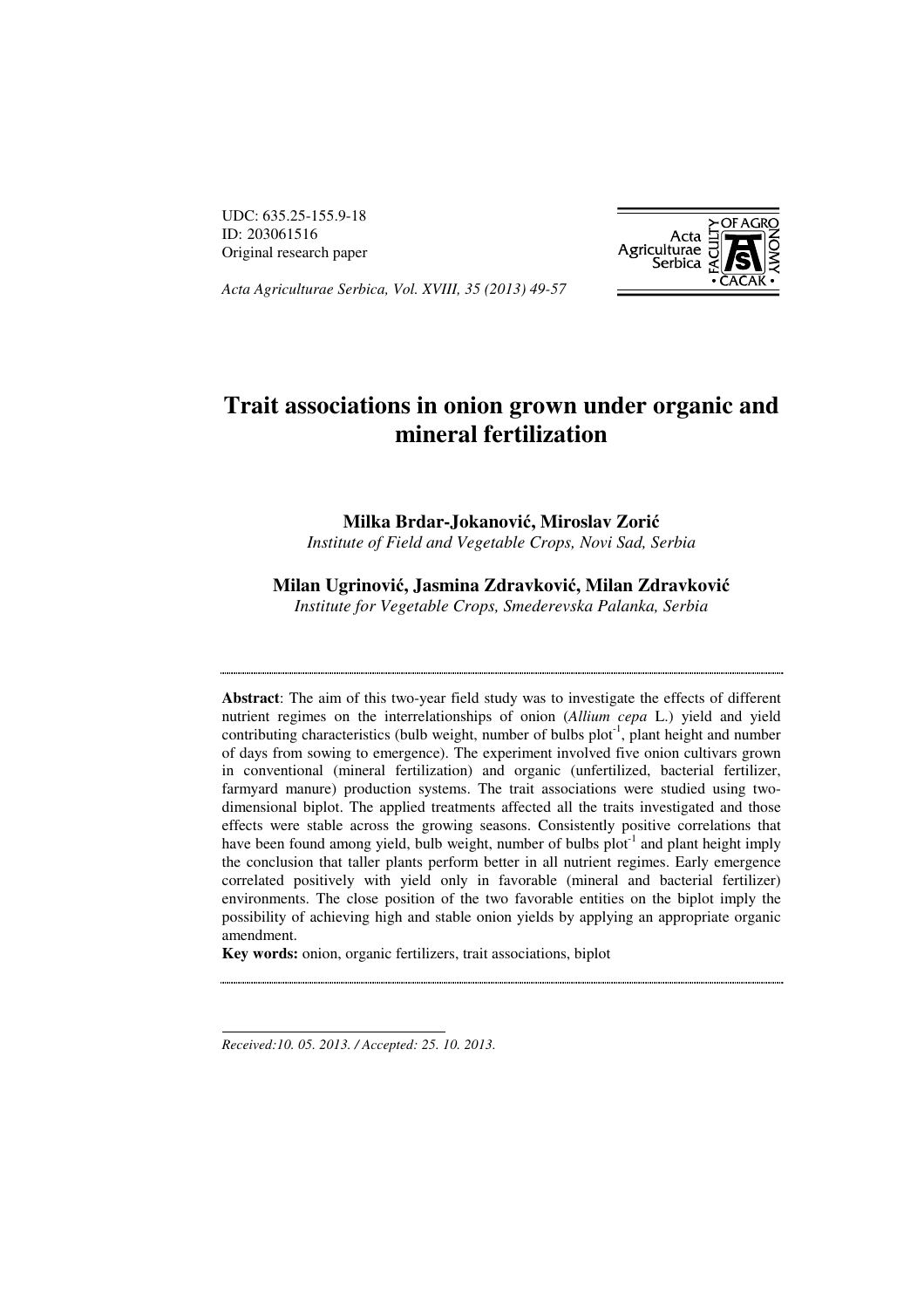UDC: 635.25-155.9-18
ID: 203061516
Original research paper

*Acta Agriculturae Serbica, Vol. XVIII, 35 (2013) 49-57*

# Trait associations in onion grown under organic and mineral fertilization

**Milka Brdar-Jokanović, Miroslav Zorić**
*Institute of Field and Vegetable Crops, Novi Sad, Serbia*

**Milan Ugrinović, Jasmina Zdravković, Milan Zdravković**
*Institute for Vegetable Crops, Smederevska Palanka, Serbia*

---

**Abstract**: The aim of this two-year field study was to investigate the effects of different nutrient regimes on the interrelationships of onion (*Allium cepa* L.) yield and yield contributing characteristics (bulb weight, number of bulbs plot$^{-1}$, plant height and number of days from sowing to emergence). The experiment involved five onion cultivars grown in conventional (mineral fertilization) and organic (unfertilized, bacterial fertilizer, farmyard manure) production systems. The trait associations were studied using two-dimensional biplot. The applied treatments affected all the traits investigated and those effects were stable across the growing seasons. Consistently positive correlations that have been found among yield, bulb weight, number of bulbs plot$^{-1}$ and plant height imply the conclusion that taller plants perform better in all nutrient regimes. Early emergence correlated positively with yield only in favorable (mineral and bacterial fertilizer) environments. The close position of the two favorable entities on the biplot imply the possibility of achieving high and stable onion yields by applying an appropriate organic amendment.

**Key words:** onion, organic fertilizers, trait associations, biplot

---

*Received:10. 05. 2013. / Accepted: 25. 10. 2013.*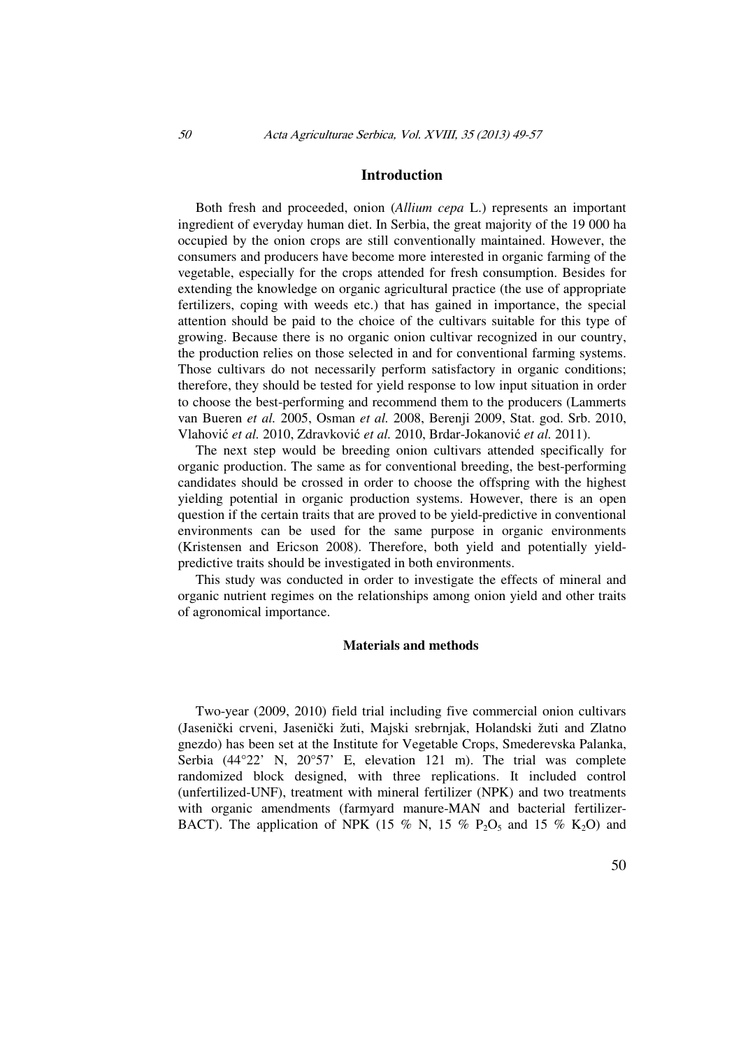## Introduction

Both fresh and proceeded, onion (*Allium cepa* L.) represents an important ingredient of everyday human diet. In Serbia, the great majority of the 19 000 ha occupied by the onion crops are still conventionally maintained. However, the consumers and producers have become more interested in organic farming of the vegetable, especially for the crops attended for fresh consumption. Besides for extending the knowledge on organic agricultural practice (the use of appropriate fertilizers, coping with weeds etc.) that has gained in importance, the special attention should be paid to the choice of the cultivars suitable for this type of growing. Because there is no organic onion cultivar recognized in our country, the production relies on those selected in and for conventional farming systems. Those cultivars do not necessarily perform satisfactory in organic conditions; therefore, they should be tested for yield response to low input situation in order to choose the best-performing and recommend them to the producers (Lammerts van Bueren *et al.* 2005, Osman *et al.* 2008, Berenji 2009, Stat. god. Srb. 2010, Vlahović *et al.* 2010, Zdravković *et al.* 2010, Brdar-Jokanović *et al.* 2011).

The next step would be breeding onion cultivars attended specifically for organic production. The same as for conventional breeding, the best-performing candidates should be crossed in order to choose the offspring with the highest yielding potential in organic production systems. However, there is an open question if the certain traits that are proved to be yield-predictive in conventional environments can be used for the same purpose in organic environments (Kristensen and Ericson 2008). Therefore, both yield and potentially yield-predictive traits should be investigated in both environments.

This study was conducted in order to investigate the effects of mineral and organic nutrient regimes on the relationships among onion yield and other traits of agronomical importance.

## Materials and methods

Two-year (2009, 2010) field trial including five commercial onion cultivars (Jasenički crveni, Jasenički žuti, Majski srebrnjak, Holandski žuti and Zlatno gnezdo) has been set at the Institute for Vegetable Crops, Smederevska Palanka, Serbia (44°22' N, 20°57' E, elevation 121 m). The trial was complete randomized block designed, with three replications. It included control (unfertilized-UNF), treatment with mineral fertilizer (NPK) and two treatments with organic amendments (farmyard manure-MAN and bacterial fertilizer-BACT). The application of NPK (15 % N, 15 % $P_2O_5$ and 15 % $K_2O$) and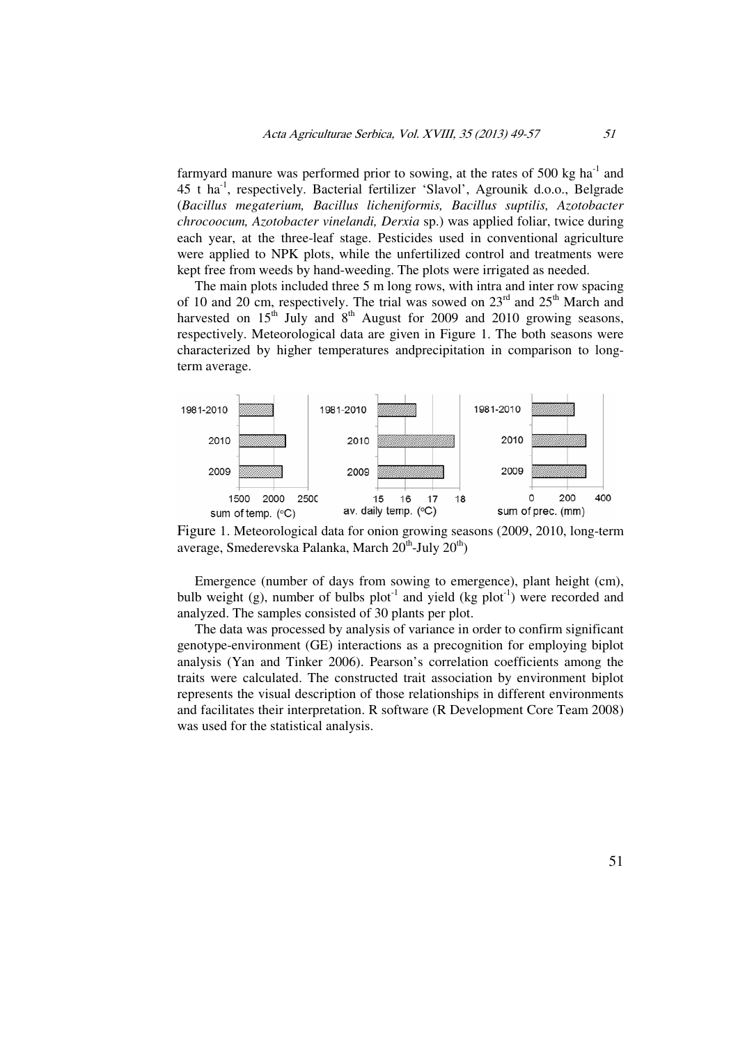farmyard manure was performed prior to sowing, at the rates of 500 kg ha$^{-1}$ and 45 t ha$^{-1}$, respectively. Bacterial fertilizer 'Slavol', Agrounik d.o.o., Belgrade (*Bacillus megaterium, Bacillus licheniformis, Bacillus suptilis, Azotobacter chrocoocum, Azotobacter vinelandi, Derxia* sp.) was applied foliar, twice during each year, at the three-leaf stage. Pesticides used in conventional agriculture were applied to NPK plots, while the unfertilized control and treatments were kept free from weeds by hand-weeding. The plots were irrigated as needed.

The main plots included three 5 m long rows, with intra and inter row spacing of 10 and 20 cm, respectively. The trial was sowed on 23$^{rd}$ and 25$^{th}$ March and harvested on 15$^{th}$ July and 8$^{th}$ August for 2009 and 2010 growing seasons, respectively. Meteorological data are given in Figure 1. The both seasons were characterized by higher temperatures andprecipitation in comparison to long-term average.

Figure 1. Meteorological data for onion growing seasons (2009, 2010, long-term average, Smederevska Palanka, March 20$^{th}$-July 20$^{th}$)

Emergence (number of days from sowing to emergence), plant height (cm), bulb weight (g), number of bulbs plot$^{-1}$ and yield (kg plot$^{-1}$) were recorded and analyzed. The samples consisted of 30 plants per plot.

The data was processed by analysis of variance in order to confirm significant genotype-environment (GE) interactions as a precognition for employing biplot analysis (Yan and Tinker 2006). Pearson's correlation coefficients among the traits were calculated. The constructed trait association by environment biplot represents the visual description of those relationships in different environments and facilitates their interpretation. R software (R Development Core Team 2008) was used for the statistical analysis.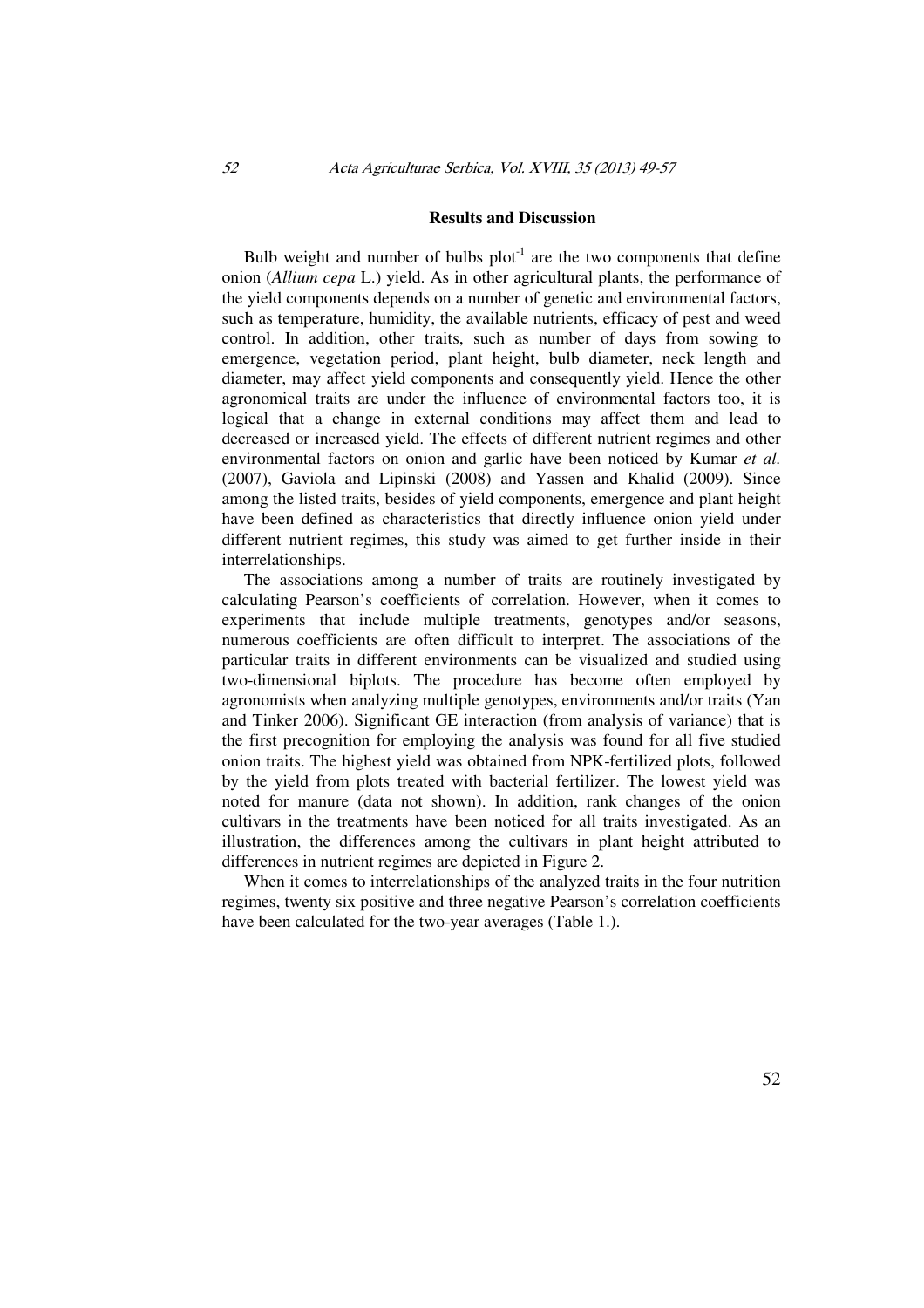## Results and Discussion

Bulb weight and number of bulbs plot$^{-1}$ are the two components that define onion (*Allium cepa* L.) yield. As in other agricultural plants, the performance of the yield components depends on a number of genetic and environmental factors, such as temperature, humidity, the available nutrients, efficacy of pest and weed control. In addition, other traits, such as number of days from sowing to emergence, vegetation period, plant height, bulb diameter, neck length and diameter, may affect yield components and consequently yield. Hence the other agronomical traits are under the influence of environmental factors too, it is logical that a change in external conditions may affect them and lead to decreased or increased yield. The effects of different nutrient regimes and other environmental factors on onion and garlic have been noticed by Kumar *et al.* (2007), Gaviola and Lipinski (2008) and Yassen and Khalid (2009). Since among the listed traits, besides of yield components, emergence and plant height have been defined as characteristics that directly influence onion yield under different nutrient regimes, this study was aimed to get further inside in their interrelationships.

The associations among a number of traits are routinely investigated by calculating Pearson's coefficients of correlation. However, when it comes to experiments that include multiple treatments, genotypes and/or seasons, numerous coefficients are often difficult to interpret. The associations of the particular traits in different environments can be visualized and studied using two-dimensional biplots. The procedure has become often employed by agronomists when analyzing multiple genotypes, environments and/or traits (Yan and Tinker 2006). Significant GE interaction (from analysis of variance) that is the first precognition for employing the analysis was found for all five studied onion traits. The highest yield was obtained from NPK-fertilized plots, followed by the yield from plots treated with bacterial fertilizer. The lowest yield was noted for manure (data not shown). In addition, rank changes of the onion cultivars in the treatments have been noticed for all traits investigated. As an illustration, the differences among the cultivars in plant height attributed to differences in nutrient regimes are depicted in Figure 2.

When it comes to interrelationships of the analyzed traits in the four nutrition regimes, twenty six positive and three negative Pearson's correlation coefficients have been calculated for the two-year averages (Table 1.).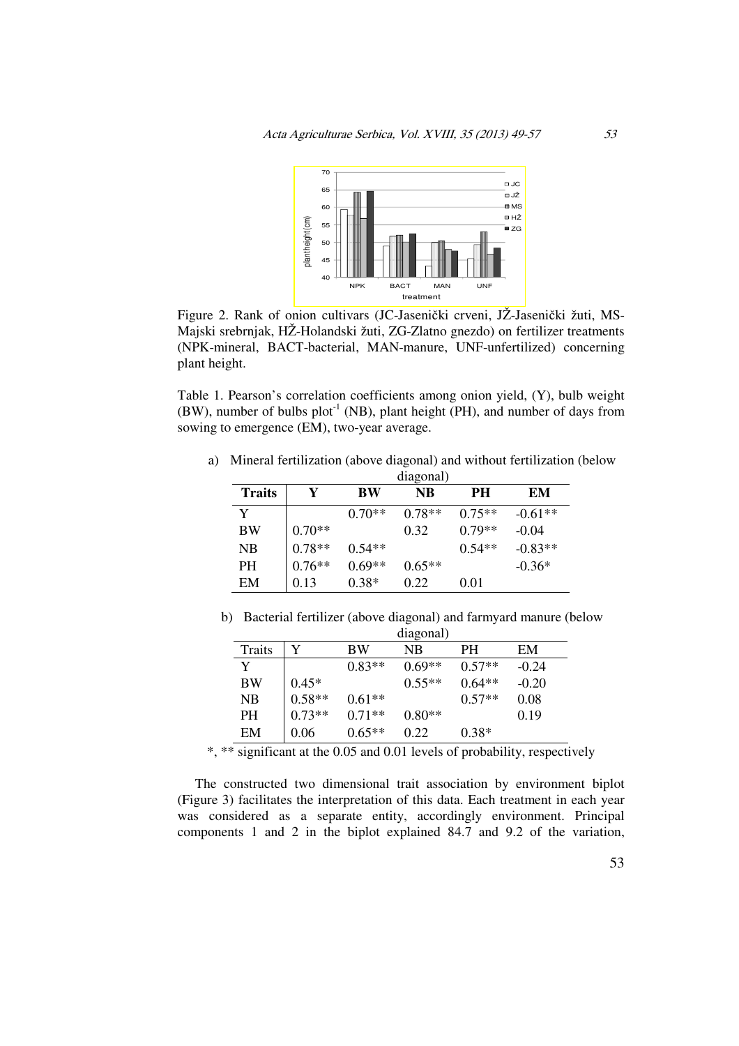Figure 2. Rank of onion cultivars (JC-Jasenički crveni, JŽ-Jasenički žuti, MS-Majski srebrnjak, HŽ-Holandski žuti, ZG-Zlatno gnezdo) on fertilizer treatments (NPK-mineral, BACT-bacterial, MAN-manure, UNF-unfertilized) concerning plant height.

Table 1. Pearson's correlation coefficients among onion yield, (Y), bulb weight (BW), number of bulbs plot$^{-1}$ (NB), plant height (PH), and number of days from sowing to emergence (EM), two-year average.

a) Mineral fertilization (above diagonal) and without fertilization (below diagonal)

| **Traits** | **Y** | **BW** | **NB** | **PH** | **EM** |
|---|---|---|---|---|---|
| Y | | 0.70** | 0.78** | 0.75** | -0.61** |
| BW | 0.70** | | 0.32 | 0.79** | -0.04 |
| NB | 0.78** | 0.54** | | 0.54** | -0.83** |
| PH | 0.76** | 0.69** | 0.65** | | -0.36* |
| EM | 0.13 | 0.38* | 0.22 | 0.01 | |

b) Bacterial fertilizer (above diagonal) and farmyard manure (below diagonal)

| Traits | Y | BW | NB | PH | EM |
|---|---|---|---|---|---|
| Y | | 0.83** | 0.69** | 0.57** | -0.24 |
| BW | 0.45* | | 0.55** | 0.64** | -0.20 |
| NB | 0.58** | 0.61** | | 0.57** | 0.08 |
| PH | 0.73** | 0.71** | 0.80** | | 0.19 |
| EM | 0.06 | 0.65** | 0.22 | 0.38* | |

*, ** significant at the 0.05 and 0.01 levels of probability, respectively

The constructed two dimensional trait association by environment biplot (Figure 3) facilitates the interpretation of this data. Each treatment in each year was considered as a separate entity, accordingly environment. Principal components 1 and 2 in the biplot explained 84.7 and 9.2 of the variation,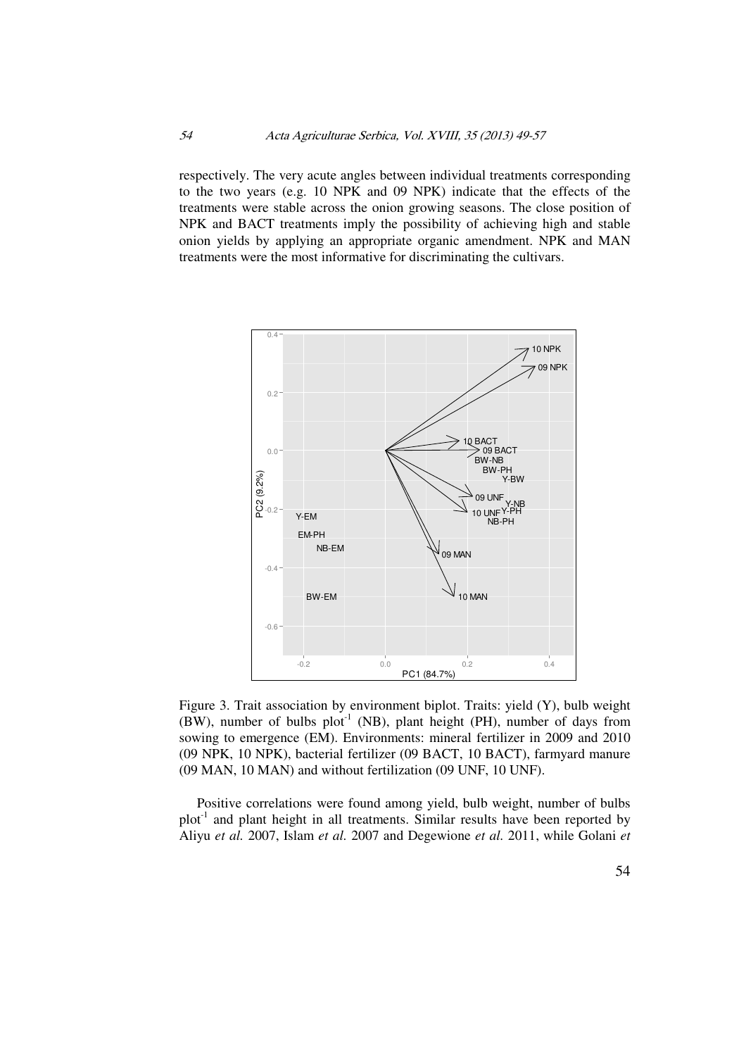respectively. The very acute angles between individual treatments corresponding to the two years (e.g. 10 NPK and 09 NPK) indicate that the effects of the treatments were stable across the onion growing seasons. The close position of NPK and BACT treatments imply the possibility of achieving high and stable onion yields by applying an appropriate organic amendment. NPK and MAN treatments were the most informative for discriminating the cultivars.

Figure 3. Trait association by environment biplot. Traits: yield (Y), bulb weight (BW), number of bulbs plot$^{-1}$ (NB), plant height (PH), number of days from sowing to emergence (EM). Environments: mineral fertilizer in 2009 and 2010 (09 NPK, 10 NPK), bacterial fertilizer (09 BACT, 10 BACT), farmyard manure (09 MAN, 10 MAN) and without fertilization (09 UNF, 10 UNF).

Positive correlations were found among yield, bulb weight, number of bulbs plot$^{-1}$ and plant height in all treatments. Similar results have been reported by Aliyu *et al.* 2007, Islam *et al.* 2007 and Degewione *et al.* 2011, while Golani *et*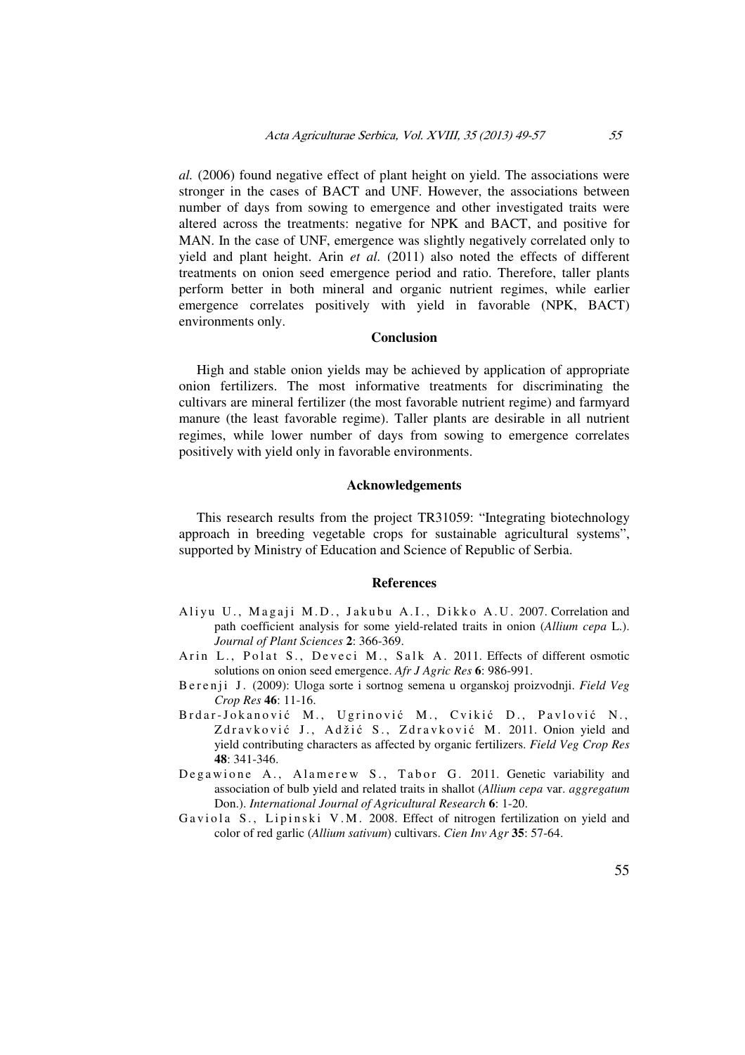*al.* (2006) found negative effect of plant height on yield. The associations were stronger in the cases of BACT and UNF. However, the associations between number of days from sowing to emergence and other investigated traits were altered across the treatments: negative for NPK and BACT, and positive for MAN. In the case of UNF, emergence was slightly negatively correlated only to yield and plant height. Arin *et al.* (2011) also noted the effects of different treatments on onion seed emergence period and ratio. Therefore, taller plants perform better in both mineral and organic nutrient regimes, while earlier emergence correlates positively with yield in favorable (NPK, BACT) environments only.

## Conclusion

High and stable onion yields may be achieved by application of appropriate onion fertilizers. The most informative treatments for discriminating the cultivars are mineral fertilizer (the most favorable nutrient regime) and farmyard manure (the least favorable regime). Taller plants are desirable in all nutrient regimes, while lower number of days from sowing to emergence correlates positively with yield only in favorable environments.

## Acknowledgements

This research results from the project TR31059: "Integrating biotechnology approach in breeding vegetable crops for sustainable agricultural systems", supported by Ministry of Education and Science of Republic of Serbia.

## References

Aliyu U., Magaji M.D., Jakubu A.I., Dikko A.U. 2007. Correlation and path coefficient analysis for some yield-related traits in onion (*Allium cepa* L.). *Journal of Plant Sciences* **2**: 366-369.

Arin L., Polat S., Deveci M., Salk A. 2011. Effects of different osmotic solutions on onion seed emergence. *Afr J Agric Res* **6**: 986-991.

Berenji J. (2009): Uloga sorte i sortnog semena u organskoj proizvodnji. *Field Veg Crop Res* **46**: 11-16.

Brdar-Jokanović M., Ugrinović M., Cvikić D., Pavlović N., Zdravković J., Adžić S., Zdravković M. 2011. Onion yield and yield contributing characters as affected by organic fertilizers. *Field Veg Crop Res* **48**: 341-346.

Degawione A., Alamerew S., Tabor G. 2011. Genetic variability and association of bulb yield and related traits in shallot (*Allium cepa* var. *aggregatum* Don.). *International Journal of Agricultural Research* **6**: 1-20.

Gaviola S., Lipinski V.M. 2008. Effect of nitrogen fertilization on yield and color of red garlic (*Allium sativum*) cultivars. *Cien Inv Agr* **35**: 57-64.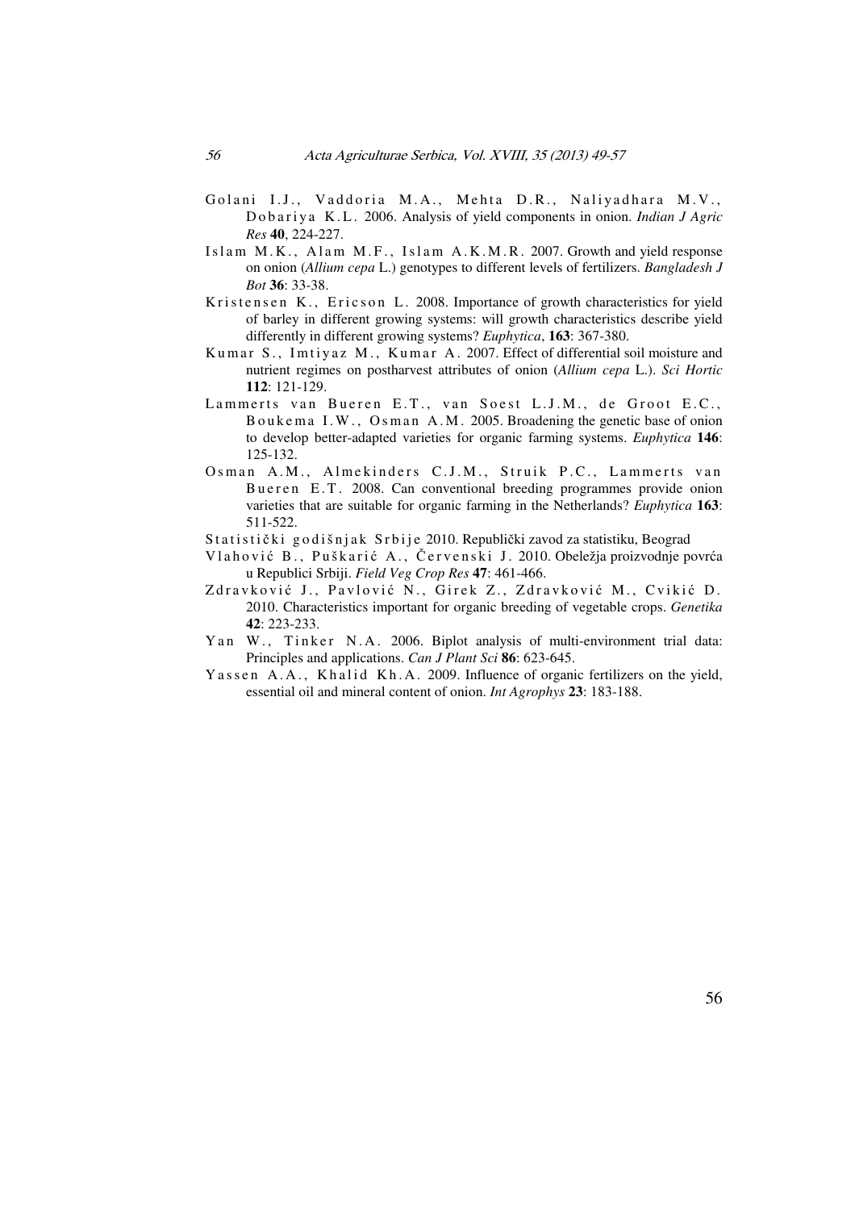Golani I.J., Vaddoria M.A., Mehta D.R., Naliyadhara M.V., Dobariya K.L. 2006. Analysis of yield components in onion. *Indian J Agric Res* **40**, 224-227.

Islam M.K., Alam M.F., Islam A.K.M.R. 2007. Growth and yield response on onion (*Allium cepa* L.) genotypes to different levels of fertilizers. *Bangladesh J Bot* **36**: 33-38.

Kristensen K., Ericson L. 2008. Importance of growth characteristics for yield of barley in different growing systems: will growth characteristics describe yield differently in different growing systems? *Euphytica*, **163**: 367-380.

Kumar S., Imtiyaz M., Kumar A. 2007. Effect of differential soil moisture and nutrient regimes on postharvest attributes of onion (*Allium cepa* L.). *Sci Hortic* **112**: 121-129.

Lammerts van Bueren E.T., van Soest L.J.M., de Groot E.C., Boukema I.W., Osman A.M. 2005. Broadening the genetic base of onion to develop better-adapted varieties for organic farming systems. *Euphytica* **146**: 125-132.

Osman A.M., Almekinders C.J.M., Struik P.C., Lammerts van Bueren E.T. 2008. Can conventional breeding programmes provide onion varieties that are suitable for organic farming in the Netherlands? *Euphytica* **163**: 511-522.

Statistički godišnjak Srbije 2010. Republički zavod za statistiku, Beograd

Vlahović B., Puškarić A., Červenski J. 2010. Obeležja proizvodnje povrća u Republici Srbiji. *Field Veg Crop Res* **47**: 461-466.

Zdravković J., Pavlović N., Girek Z., Zdravković M., Cvikić D. 2010. Characteristics important for organic breeding of vegetable crops. *Genetika* **42**: 223-233.

Yan W., Tinker N.A. 2006. Biplot analysis of multi-environment trial data: Principles and applications. *Can J Plant Sci* **86**: 623-645.

Yassen A.A., Khalid Kh.A. 2009. Influence of organic fertilizers on the yield, essential oil and mineral content of onion. *Int Agrophys* **23**: 183-188.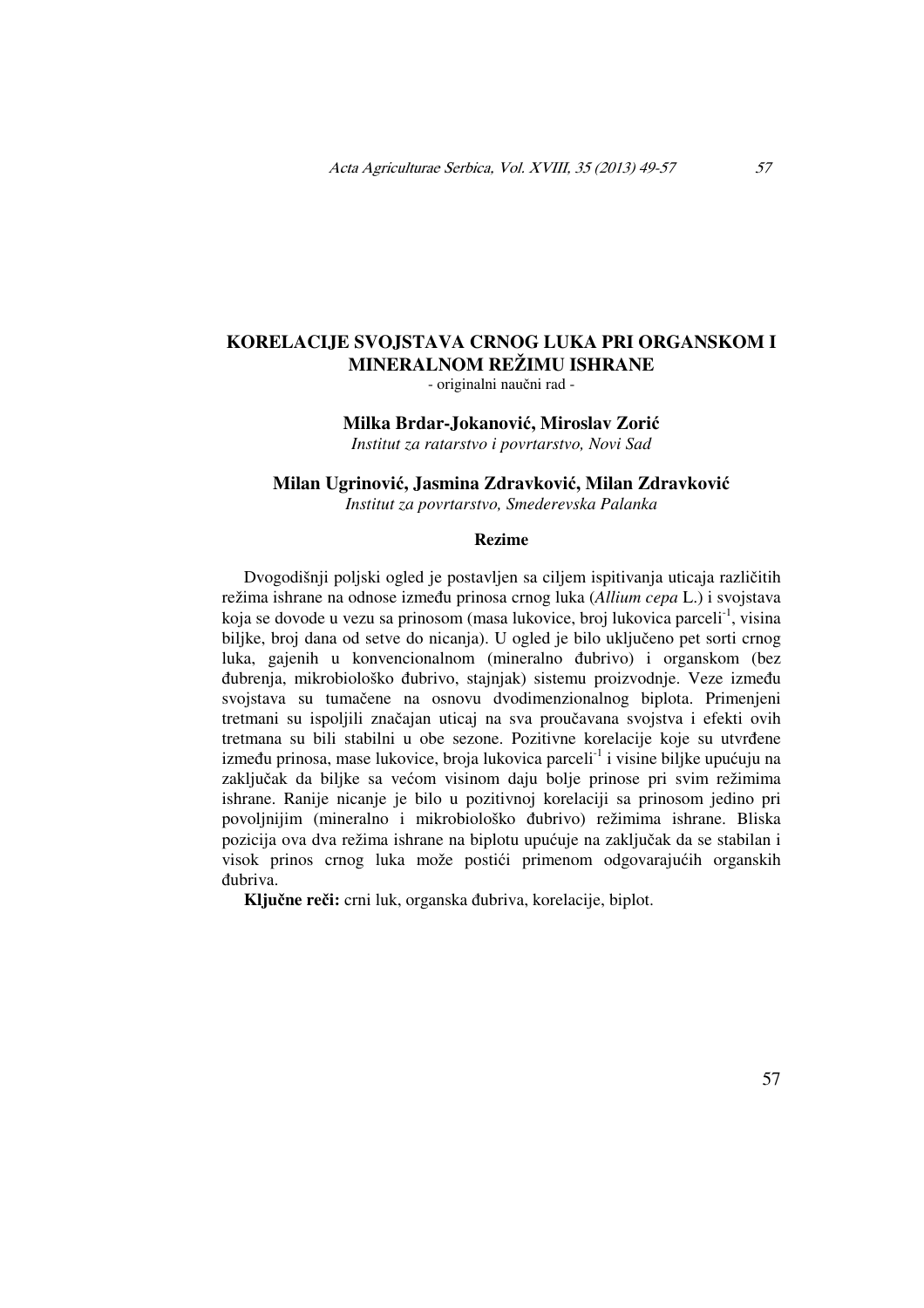# KORELACIJE SVOJSTAVA CRNOG LUKA PRI ORGANSKOM I MINERALNOM REŽIMU ISHRANE

- originalni naučni rad -

**Milka Brdar-Jokanović, Miroslav Zorić**

*Institut za ratarstvo i povrtarstvo, Novi Sad*

**Milan Ugrinović, Jasmina Zdravković, Milan Zdravković**

*Institut za povrtarstvo, Smederevska Palanka*

## Rezime

Dvogodišnji poljski ogled je postavljen sa ciljem ispitivanja uticaja različitih režima ishrane na odnose između prinosa crnog luka (*Allium cepa* L.) i svojstava koja se dovode u vezu sa prinosom (masa lukovice, broj lukovica parceli$^{-1}$, visina biljke, broj dana od setve do nicanja). U ogled je bilo uključeno pet sorti crnog luka, gajenih u konvencionalnom (mineralno đubrivo) i organskom (bez đubrenja, mikrobiološko đubrivo, stajnjak) sistemu proizvodnje. Veze između svojstava su tumačene na osnovu dvodimenzionalnog biplota. Primenjeni tretmani su ispoljili značajan uticaj na sva proučavana svojstva i efekti ovih tretmana su bili stabilni u obe sezone. Pozitivne korelacije koje su utvrđene između prinosa, mase lukovice, broja lukovica parceli$^{-1}$ i visine biljke upućuju na zaključak da biljke sa većom visinom daju bolje prinose pri svim režimima ishrane. Ranije nicanje je bilo u pozitivnoj korelaciji sa prinosom jedino pri povoljnijim (mineralno i mikrobiološko đubrivo) režimima ishrane. Bliska pozicija ova dva režima ishrane na biplotu upućuje na zaključak da se stabilan i visok prinos crnog luka može postići primenom odgovarajućih organskih đubriva.

**Ključne reči:** crni luk, organska đubriva, korelacije, biplot.